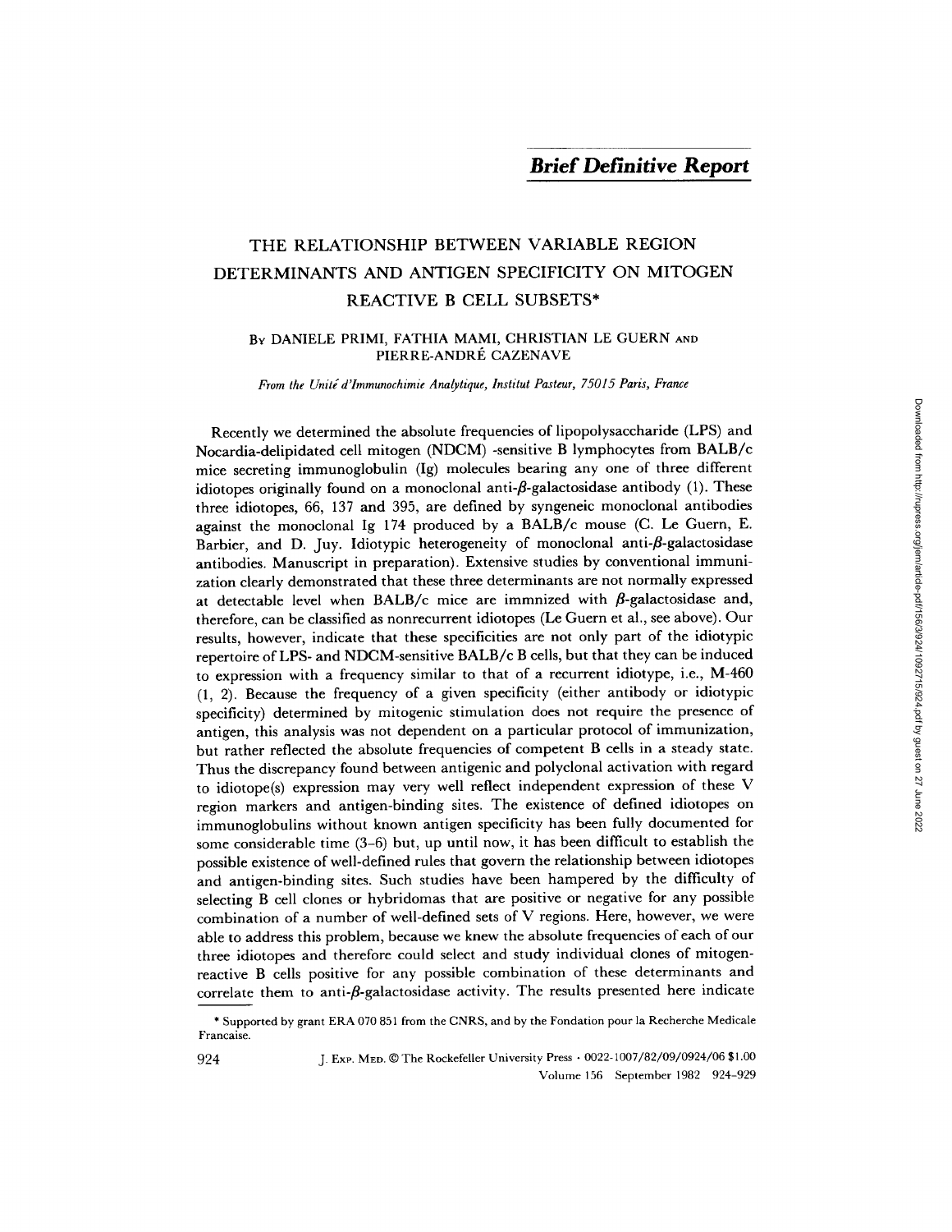*Brief Definitive Report*

# THE RELATIONSHIP BETWEEN VARIABLE REGION DETERMINANTS AND ANTIGEN SPECIFICITY ON MITOGEN REACTIVE B CELL SUBSETS*

BY DANIELE PRIMI, FATHIA MAMI, CHRISTIAN LE GUERN AND PIERRE-ANDRÉ CAZENAVE

*From the Unité d'Immunochimie Analytique, Institut Pasteur, 75015 Paris, France*

Recently we determined the absolute frequencies of lipopolysaccharide (LPS) and Nocardia-delipidated cell mitogen (NDCM) -sensitive B lymphocytes from BALB/c mice secreting immunoglobulin (Ig) molecules bearing any one of three different idiotopes originally found on a monoclonal anti-$\beta$-galactosidase antibody (1). These three idiotopes, 66, 137 and 395, are defined by syngeneic monoclonal antibodies against the monoclonal Ig 174 produced by a BALB/c mouse (C. Le Guern, E. Barbier, and D. Juy. Idiotypic heterogeneity of monoclonal anti-$\beta$-galactosidase antibodies. Manuscript in preparation). Extensive studies by conventional immunization clearly demonstrated that these three determinants are not normally expressed at detectable level when BALB/c mice are immnized with $\beta$-galactosidase and, therefore, can be classified as nonrecurrent idiotopes (Le Guern et al., see above). Our results, however, indicate that these specificities are not only part of the idiotypic repertoire of LPS- and NDCM-sensitive BALB/c B cells, but that they can be induced to expression with a frequency similar to that of a recurrent idiotype, i.e., M-460 (1, 2). Because the frequency of a given specificity (either antibody or idiotypic specificity) determined by mitogenic stimulation does not require the presence of antigen, this analysis was not dependent on a particular protocol of immunization, but rather reflected the absolute frequencies of competent B cells in a steady state. Thus the discrepancy found between antigenic and polyclonal activation with regard to idiotope(s) expression may very well reflect independent expression of these V region markers and antigen-binding sites. The existence of defined idiotopes on immunoglobulins without known antigen specificity has been fully documented for some considerable time (3–6) but, up until now, it has been difficult to establish the possible existence of well-defined rules that govern the relationship between idiotopes and antigen-binding sites. Such studies have been hampered by the difficulty of selecting B cell clones or hybridomas that are positive or negative for any possible combination of a number of well-defined sets of V regions. Here, however, we were able to address this problem, because we knew the absolute frequencies of each of our three idiotopes and therefore could select and study individual clones of mitogen-reactive B cells positive for any possible combination of these determinants and correlate them to anti-$\beta$-galactosidase activity. The results presented here indicate

* Supported by grant ERA 070 851 from the CNRS, and by the Fondation pour la Recherche Medicale Francaise.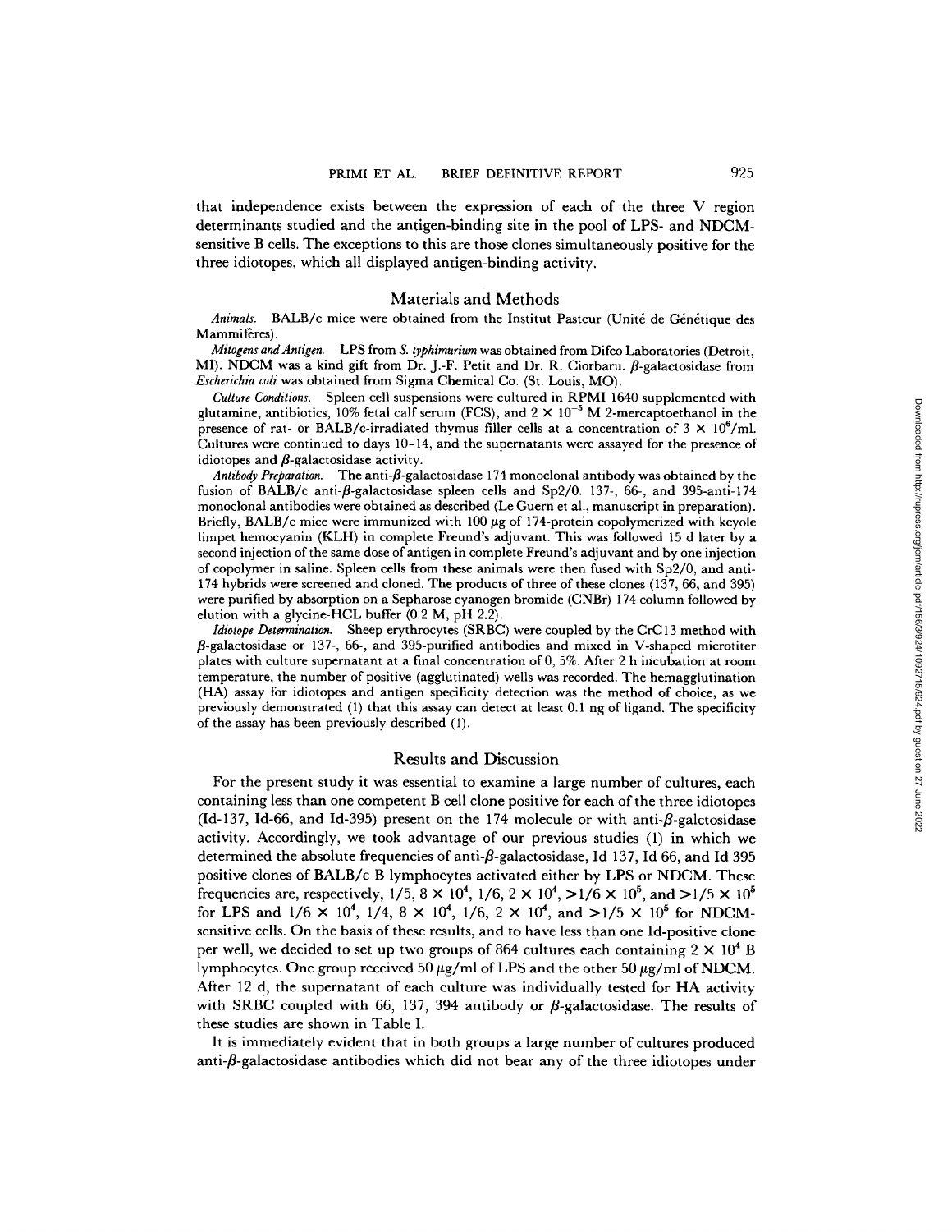that independence exists between the expression of each of the three V region determinants studied and the antigen-binding site in the pool of LPS- and NDCM-sensitive B cells. The exceptions to this are those clones simultaneously positive for the three idiotopes, which all displayed antigen-binding activity.

## Materials and Methods

*Animals.* BALB/c mice were obtained from the Institut Pasteur (Unité de Génétique des Mammifères).

*Mitogens and Antigen.* LPS from *S. typhimurium* was obtained from Difco Laboratories (Detroit, MI). NDCM was a kind gift from Dr. J.-F. Petit and Dr. R. Ciorbaru. β-galactosidase from *Escherichia coli* was obtained from Sigma Chemical Co. (St. Louis, MO).

*Culture Conditions.* Spleen cell suspensions were cultured in RPMI 1640 supplemented with glutamine, antibiotics, 10% fetal calf serum (FCS), and $2 \times 10^{-5}$ M 2-mercaptoethanol in the presence of rat- or BALB/c-irradiated thymus filler cells at a concentration of $3 \times 10^6$/ml. Cultures were continued to days 10–14, and the supernatants were assayed for the presence of idiotopes and β-galactosidase activity.

*Antibody Preparation.* The anti-β-galactosidase 174 monoclonal antibody was obtained by the fusion of BALB/c anti-β-galactosidase spleen cells and Sp2/0. 137-, 66-, and 395-anti-174 monoclonal antibodies were obtained as described (Le Guern et al., manuscript in preparation). Briefly, BALB/c mice were immunized with 100 μg of 174-protein copolymerized with keyole limpet hemocyanin (KLH) in complete Freund's adjuvant. This was followed 15 d later by a second injection of the same dose of antigen in complete Freund's adjuvant and by one injection of copolymer in saline. Spleen cells from these animals were then fused with Sp2/0, and anti-174 hybrids were screened and cloned. The products of three of these clones (137, 66, and 395) were purified by absorption on a Sepharose cyanogen bromide (CNBr) 174 column followed by elution with a glycine-HCL buffer (0.2 M, pH 2.2).

*Idiotope Determination.* Sheep erythrocytes (SRBC) were coupled by the CrCl3 method with β-galactosidase or 137-, 66-, and 395-purified antibodies and mixed in V-shaped microtiter plates with culture supernatant at a final concentration of 0, 5%. After 2 h incubation at room temperature, the number of positive (agglutinated) wells was recorded. The hemagglutination (HA) assay for idiotopes and antigen specificity detection was the method of choice, as we previously demonstrated (1) that this assay can detect at least 0.1 ng of ligand. The specificity of the assay has been previously described (1).

## Results and Discussion

For the present study it was essential to examine a large number of cultures, each containing less than one competent B cell clone positive for each of the three idiotopes (Id-137, Id-66, and Id-395) present on the 174 molecule or with anti-β-galctosidase activity. Accordingly, we took advantage of our previous studies (1) in which we determined the absolute frequencies of anti-β-galactosidase, Id 137, Id 66, and Id 395 positive clones of BALB/c B lymphocytes activated either by LPS or NDCM. These frequencies are, respectively, $1/5$, $8 \times 10^4$, $1/6$, $2 \times 10^4$, $>1/6 \times 10^5$, and $>1/5 \times 10^5$ for LPS and $1/6 \times 10^4$, $1/4$, $8 \times 10^4$, $1/6$, $2 \times 10^4$, and $>1/5 \times 10^5$ for NDCM-sensitive cells. On the basis of these results, and to have less than one Id-positive clone per well, we decided to set up two groups of 864 cultures each containing $2 \times 10^4$ B lymphocytes. One group received 50 μg/ml of LPS and the other 50 μg/ml of NDCM. After 12 d, the supernatant of each culture was individually tested for HA activity with SRBC coupled with 66, 137, 394 antibody or β-galactosidase. The results of these studies are shown in Table I.

It is immediately evident that in both groups a large number of cultures produced anti-β-galactosidase antibodies which did not bear any of the three idiotopes under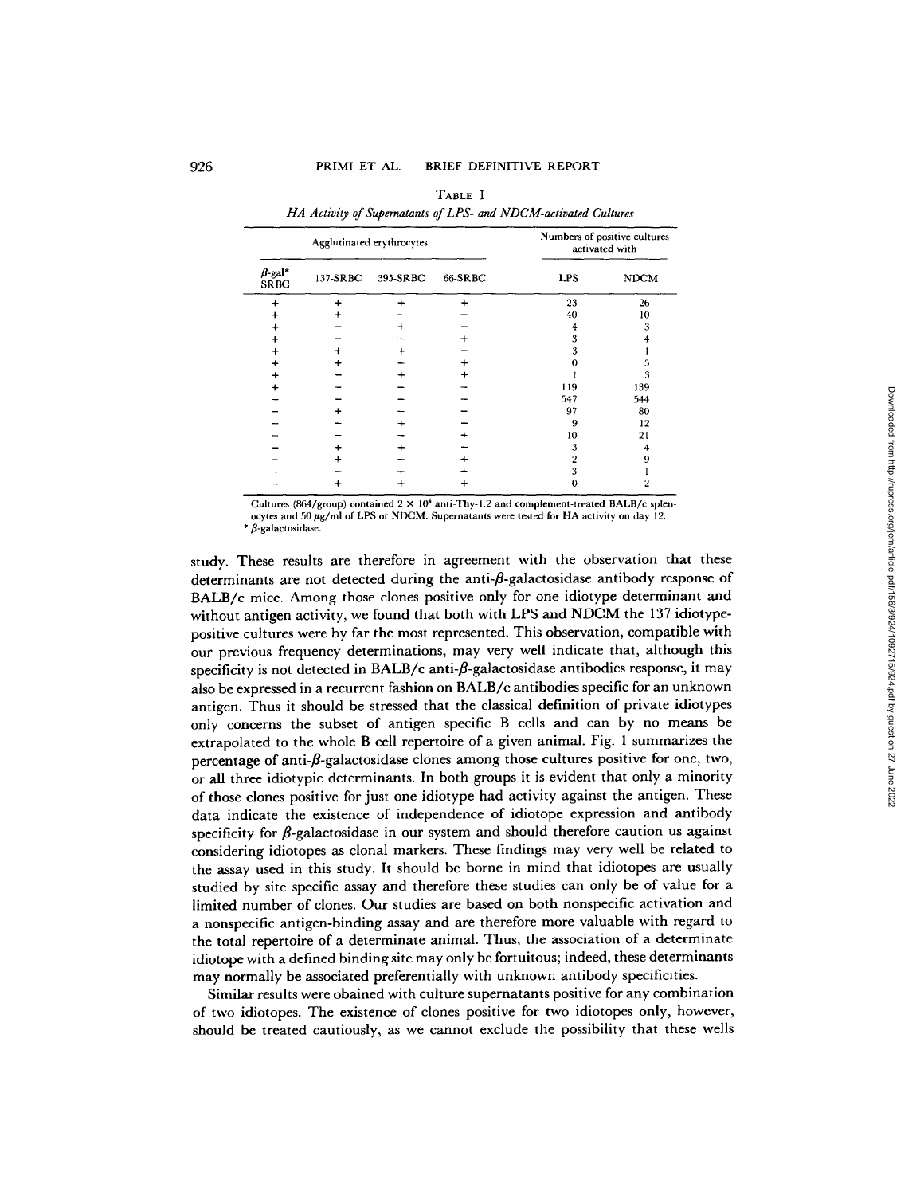TABLE I

*HA Activity of Supernatants of LPS- and NDCM-activated Cultures*

| Agglutinated erythrocytes | | | | Numbers of positive cultures activated with | |
|---|---|---|---|---|---|
| β-gal* SRBC | 137-SRBC | 395-SRBC | 66-SRBC | LPS | NDCM |
| + | + | + | + | 23 | 26 |
| + | + | − | − | 40 | 10 |
| + | − | + | − | 4 | 3 |
| + | − | − | + | 3 | 4 |
| + | + | + | − | 3 | 1 |
| + | + | − | + | 0 | 5 |
| + | − | + | + | 1 | 3 |
| + | − | − | − | 119 | 139 |
| − | − | − | − | 547 | 544 |
| − | + | − | − | 97 | 80 |
| − | − | + | − | 9 | 12 |
| − | − | − | + | 10 | 21 |
| − | + | + | − | 3 | 4 |
| − | + | − | + | 2 | 9 |
| − | − | + | + | 3 | 1 |
| − | + | + | + | 0 | 2 |

Cultures (864/group) contained $2 \times 10^4$ anti-Thy-1.2 and complement-treated BALB/c splenocytes and 50 μg/ml of LPS or NDCM. Supernatants were tested for HA activity on day 12.
* β-galactosidase.

study. These results are therefore in agreement with the observation that these determinants are not detected during the anti-β-galactosidase antibody response of BALB/c mice. Among those clones positive only for one idiotype determinant and without antigen activity, we found that both with LPS and NDCM the 137 idiotype-positive cultures were by far the most represented. This observation, compatible with our previous frequency determinations, may very well indicate that, although this specificity is not detected in BALB/c anti-β-galactosidase antibodies response, it may also be expressed in a recurrent fashion on BALB/c antibodies specific for an unknown antigen. Thus it should be stressed that the classical definition of private idiotypes only concerns the subset of antigen specific B cells and can by no means be extrapolated to the whole B cell repertoire of a given animal. Fig. 1 summarizes the percentage of anti-β-galactosidase clones among those cultures positive for one, two, or all three idiotypic determinants. In both groups it is evident that only a minority of those clones positive for just one idiotype had activity against the antigen. These data indicate the existence of independence of idiotope expression and antibody specificity for β-galactosidase in our system and should therefore caution us against considering idiotopes as clonal markers. These findings may very well be related to the assay used in this study. It should be borne in mind that idiotopes are usually studied by site specific assay and therefore these studies can only be of value for a limited number of clones. Our studies are based on both nonspecific activation and a nonspecific antigen-binding assay and are therefore more valuable with regard to the total repertoire of a determinate animal. Thus, the association of a determinate idiotope with a defined binding site may only be fortuitous; indeed, these determinants may normally be associated preferentially with unknown antibody specificities.

Similar results were obained with culture supernatants positive for any combination of two idiotopes. The existence of clones positive for two idiotopes only, however, should be treated cautiously, as we cannot exclude the possibility that these wells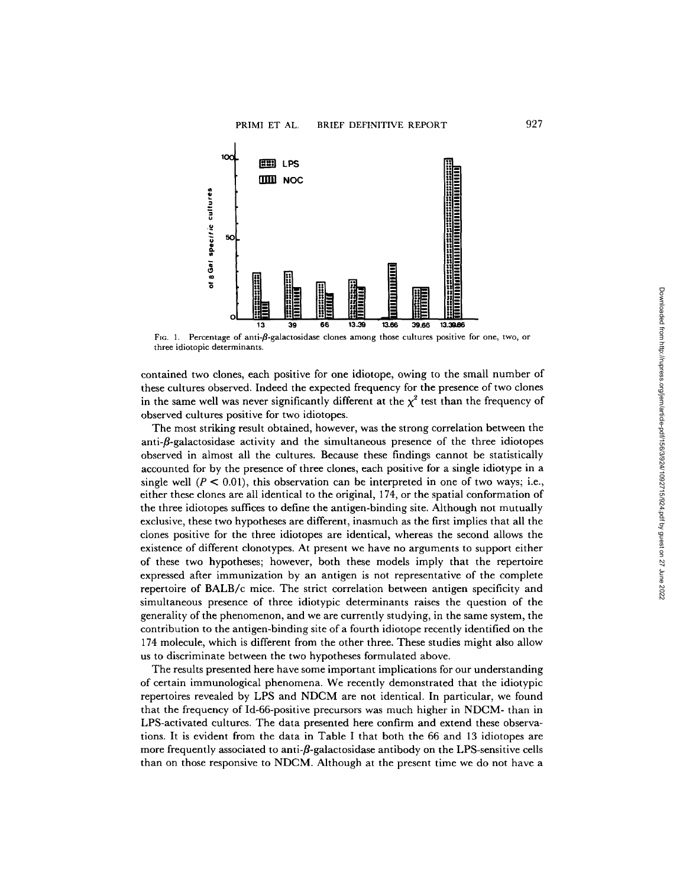FIG. 1. Percentage of anti-$\beta$-galactosidase clones among those cultures positive for one, two, or three idiotopic determinants.

contained two clones, each positive for one idiotope, owing to the small number of these cultures observed. Indeed the expected frequency for the presence of two clones in the same well was never significantly different at the $\chi^2$ test than the frequency of observed cultures positive for two idiotopes.

The most striking result obtained, however, was the strong correlation between the anti-$\beta$-galactosidase activity and the simultaneous presence of the three idiotopes observed in almost all the cultures. Because these findings cannot be statistically accounted for by the presence of three clones, each positive for a single idiotype in a single well ($P < 0.01$), this observation can be interpreted in one of two ways; i.e., either these clones are all identical to the original, 174, or the spatial conformation of the three idiotopes suffices to define the antigen-binding site. Although not mutually exclusive, these two hypotheses are different, inasmuch as the first implies that all the clones positive for the three idiotopes are identical, whereas the second allows the existence of different clonotypes. At present we have no arguments to support either of these two hypotheses; however, both these models imply that the repertoire expressed after immunization by an antigen is not representative of the complete repertoire of BALB/c mice. The strict correlation between antigen specificity and simultaneous presence of three idiotypic determinants raises the question of the generality of the phenomenon, and we are currently studying, in the same system, the contribution to the antigen-binding site of a fourth idiotope recently identified on the 174 molecule, which is different from the other three. These studies might also allow us to discriminate between the two hypotheses formulated above.

The results presented here have some important implications for our understanding of certain immunological phenomena. We recently demonstrated that the idiotypic repertoires revealed by LPS and NDCM are not identical. In particular, we found that the frequency of Id-66-positive precursors was much higher in NDCM- than in LPS-activated cultures. The data presented here confirm and extend these observations. It is evident from the data in Table I that both the 66 and 13 idiotopes are more frequently associated to anti-$\beta$-galactosidase antibody on the LPS-sensitive cells than on those responsive to NDCM. Although at the present time we do not have a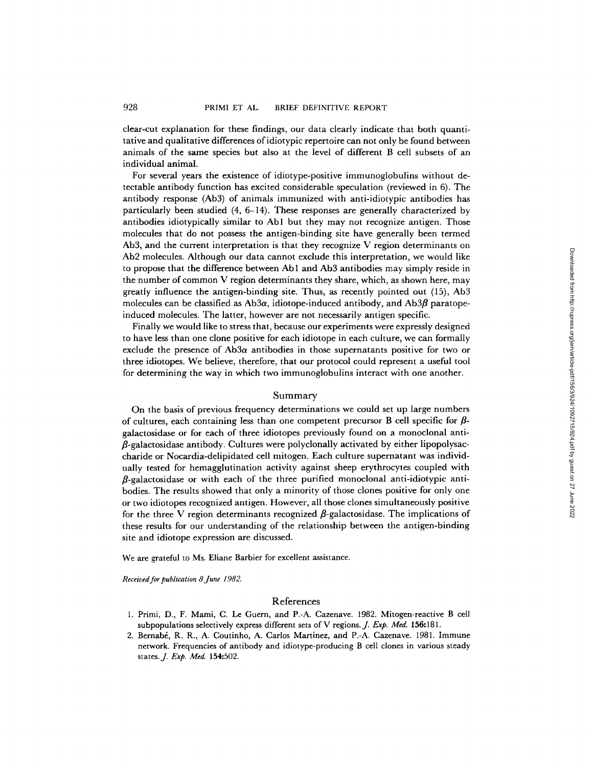clear-cut explanation for these findings, our data clearly indicate that both quantitative and qualitative differences of idiotypic repertoire can not only be found between animals of the same species but also at the level of different B cell subsets of an individual animal.

For several years the existence of idiotype-positive immunoglobulins without detectable antibody function has excited considerable speculation (reviewed in 6). The antibody response (Ab3) of animals immunized with anti-idiotypic antibodies has particularly been studied (4, 6–14). These responses are generally characterized by antibodies idiotypically similar to Ab1 but they may not recognize antigen. Those molecules that do not possess the antigen-binding site have generally been termed Ab3, and the current interpretation is that they recognize V region determinants on Ab2 molecules. Although our data cannot exclude this interpretation, we would like to propose that the difference between Ab1 and Ab3 antibodies may simply reside in the number of common V region determinants they share, which, as shown here, may greatly influence the antigen-binding site. Thus, as recently pointed out (15), Ab3 molecules can be classified as Ab3$\alpha$, idiotope-induced antibody, and Ab3$\beta$ paratope-induced molecules. The latter, however are not necessarily antigen specific.

Finally we would like to stress that, because our experiments were expressly designed to have less than one clone positive for each idiotope in each culture, we can formally exclude the presence of Ab3$\alpha$ antibodies in those supernatants positive for two or three idiotopes. We believe, therefore, that our protocol could represent a useful tool for determining the way in which two immunoglobulins interact with one another.

## Summary

On the basis of previous frequency determinations we could set up large numbers of cultures, each containing less than one competent precursor B cell specific for $\beta$-galactosidase or for each of three idiotopes previously found on a monoclonal anti-$\beta$-galactosidase antibody. Cultures were polyclonally activated by either lipopolysaccharide or Nocardia-delipidated cell mitogen. Each culture supernatant was individually tested for hemagglutination activity against sheep erythrocytes coupled with $\beta$-galactosidase or with each of the three purified monoclonal anti-idiotypic antibodies. The results showed that only a minority of those clones positive for only one or two idiotopes recognized antigen. However, all those clones simultaneously positive for the three V region determinants recognized $\beta$-galactosidase. The implications of these results for our understanding of the relationship between the antigen-binding site and idiotope expression are discussed.

We are grateful to Ms. Eliane Barbier for excellent assistance.

*Received for publication 8 June 1982.*

## References

1. Primi, D., F. Mami, C. Le Guern, and P.-A. Cazenave. 1982. Mitogen-reactive B cell subpopulations selectively express different sets of V regions. *J. Exp. Med.* **156:**181.
2. Bernabé, R. R., A. Coutinho, A. Carlos Martinez, and P.-A. Cazenave. 1981. Immune network. Frequencies of antibody and idiotype-producing B cell clones in various steady states. *J. Exp. Med.* **154:**502.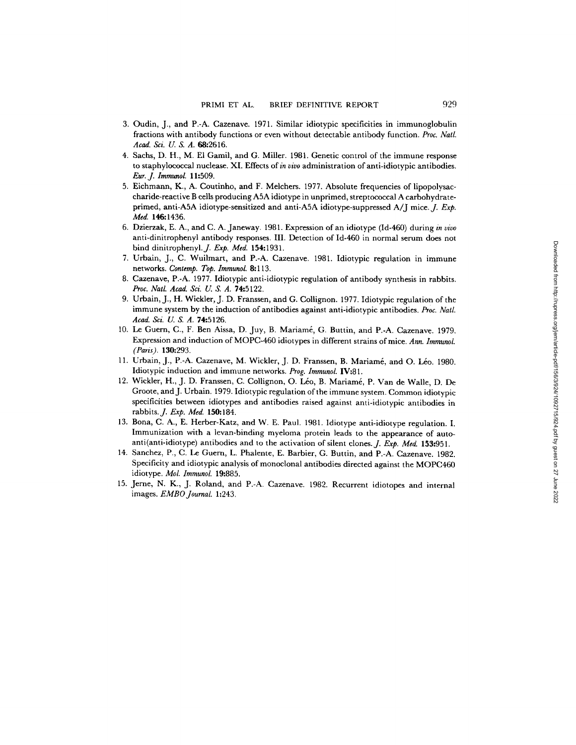3. Oudin, J., and P.-A. Cazenave. 1971. Similar idiotypic specificities in immunoglobulin fractions with antibody functions or even without detectable antibody function. *Proc. Natl. Acad. Sci. U. S. A.* **68:**2616.
4. Sachs, D. H., M. El Gamil, and G. Miller. 1981. Genetic control of the immune response to staphylococcal nuclease. XI. Effects of *in vivo* administration of anti-idiotypic antibodies. *Eur. J. Immunol.* **11:**509.
5. Eichmann, K., A. Coutinho, and F. Melchers. 1977. Absolute frequencies of lipopolysaccharide-reactive B cells producing A5A idiotype in unprimed, streptococcal A carbohydrate-primed, anti-A5A idiotype-sensitized and anti-A5A idiotype-suppressed A/J mice. *J. Exp. Med.* **146:**1436.
6. Dzierzak, E. A., and C. A. Janeway. 1981. Expression of an idiotype (Id-460) during *in vivo* anti-dinitrophenyl antibody responses. III. Detection of Id-460 in normal serum does not bind dinitrophenyl. *J. Exp. Med.* **154:**1931.
7. Urbain, J., C. Wuilmart, and P.-A. Cazenave. 1981. Idiotypic regulation in immune networks. *Contemp. Top. Immunol.* **8:**113.
8. Cazenave, P.-A. 1977. Idiotypic anti-idiotypic regulation of antibody synthesis in rabbits. *Proc. Natl. Acad. Sci. U. S. A.* **74:**5122.
9. Urbain, J., H. Wickler, J. D. Franssen, and G. Collignon. 1977. Idiotypic regulation of the immune system by the induction of antibodies against anti-idiotypic antibodies. *Proc. Natl. Acad. Sci. U. S. A.* **74:**5126.
10. Le Guern, C., F. Ben Aissa, D. Juy, B. Mariamé, G. Buttin, and P.-A. Cazenave. 1979. Expression and induction of MOPC-460 idiotypes in different strains of mice. *Ann. Immunol. (Paris).* **130:**293.
11. Urbain, J., P.-A. Cazenave, M. Wickler, J. D. Franssen, B. Mariamé, and O. Léo. 1980. Idiotypic induction and immune networks. *Prog. Immunol.* **IV:**81.
12. Wickler, H., J. D. Franssen, C. Collignon, O. Léo, B. Mariamé, P. Van de Walle, D. De Groote, and J. Urbain. 1979. Idiotypic regulation of the immune system. Common idiotypic specificities between idiotypes and antibodies raised against anti-idiotypic antibodies in rabbits. *J. Exp. Med.* **150:**184.
13. Bona, C. A., E. Herber-Katz, and W. E. Paul. 1981. Idiotype anti-idiotype regulation. I. Immunization with a levan-binding myeloma protein leads to the appearance of auto-anti(anti-idiotype) antibodies and to the activation of silent clones. *J. Exp. Med.* **153:**951.
14. Sanchez, P., C. Le Guern, L. Phalente, E. Barbier, G. Buttin, and P.-A. Cazenave. 1982. Specificity and idiotypic analysis of monoclonal antibodies directed against the MOPC460 idiotype. *Mol. Immunol.* **19:**885.
15. Jerne, N. K., J. Roland, and P.-A. Cazenave. 1982. Recurrent idiotopes and internal images. *EMBO Journal.* **1:**243.